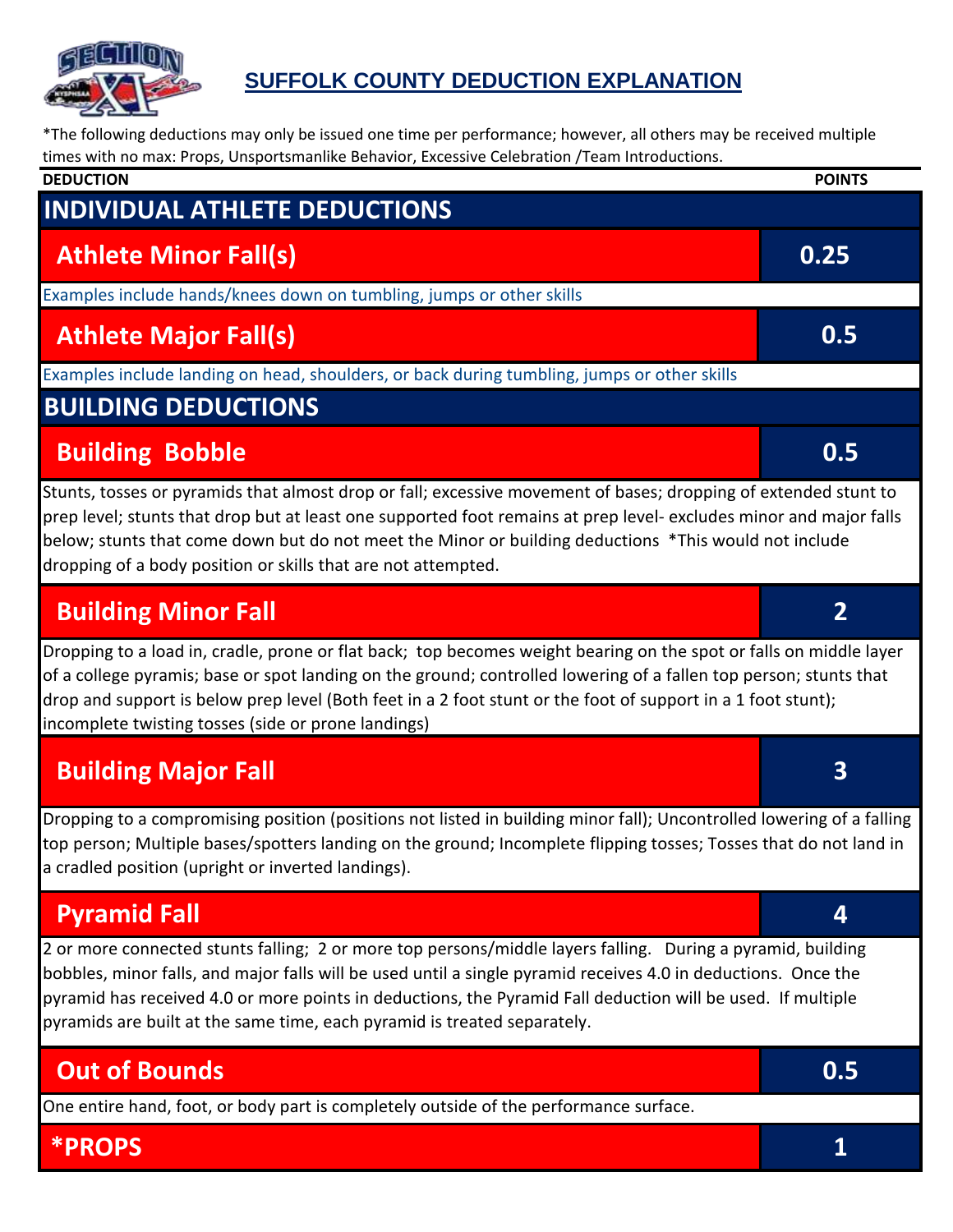# SUFFOLK COUNTY DEDUCTION EXPLANATION

*The following deductions may only be issued one time per performance; however, all others may be received multiple times with no max: Props, Unsportsmanlike Behavior, Excessive Celebration /Team Introductions.

| DEDUCTION | POINTS |
|---|---|
| **INDIVIDUAL ATHLETE DEDUCTIONS** | |
| **Athlete Minor Fall(s)** | **0.25** |
| Examples include hands/knees down on tumbling, jumps or other skills | |
| **Athlete Major Fall(s)** | **0.5** |
| Examples include landing on head, shoulders, or back during tumbling, jumps or other skills | |
| **BUILDING DEDUCTIONS** | |
| **Building Bobble** | **0.5** |
| Stunts, tosses or pyramids that almost drop or fall; excessive movement of bases; dropping of extended stunt to prep level; stunts that drop but at least one supported foot remains at prep level- excludes minor and major falls below; stunts that come down but do not meet the Minor or building deductions *This would not include dropping of a body position or skills that are not attempted. | |
| **Building Minor Fall** | **2** |
| Dropping to a load in, cradle, prone or flat back; top becomes weight bearing on the spot or falls on middle layer of a college pyramis; base or spot landing on the ground; controlled lowering of a fallen top person; stunts that drop and support is below prep level (Both feet in a 2 foot stunt or the foot of support in a 1 foot stunt); incomplete twisting tosses (side or prone landings) | |
| **Building Major Fall** | **3** |
| Dropping to a compromising position (positions not listed in building minor fall); Uncontrolled lowering of a falling top person; Multiple bases/spotters landing on the ground; Incomplete flipping tosses; Tosses that do not land in a cradled position (upright or inverted landings). | |
| **Pyramid Fall** | **4** |
| 2 or more connected stunts falling; 2 or more top persons/middle layers falling. During a pyramid, building bobbles, minor falls, and major falls will be used until a single pyramid receives 4.0 in deductions. Once the pyramid has received 4.0 or more points in deductions, the Pyramid Fall deduction will be used. If multiple pyramids are built at the same time, each pyramid is treated separately. | |
| **Out of Bounds** | **0.5** |
| One entire hand, foot, or body part is completely outside of the performance surface. | |
| ***PROPS** | **1** |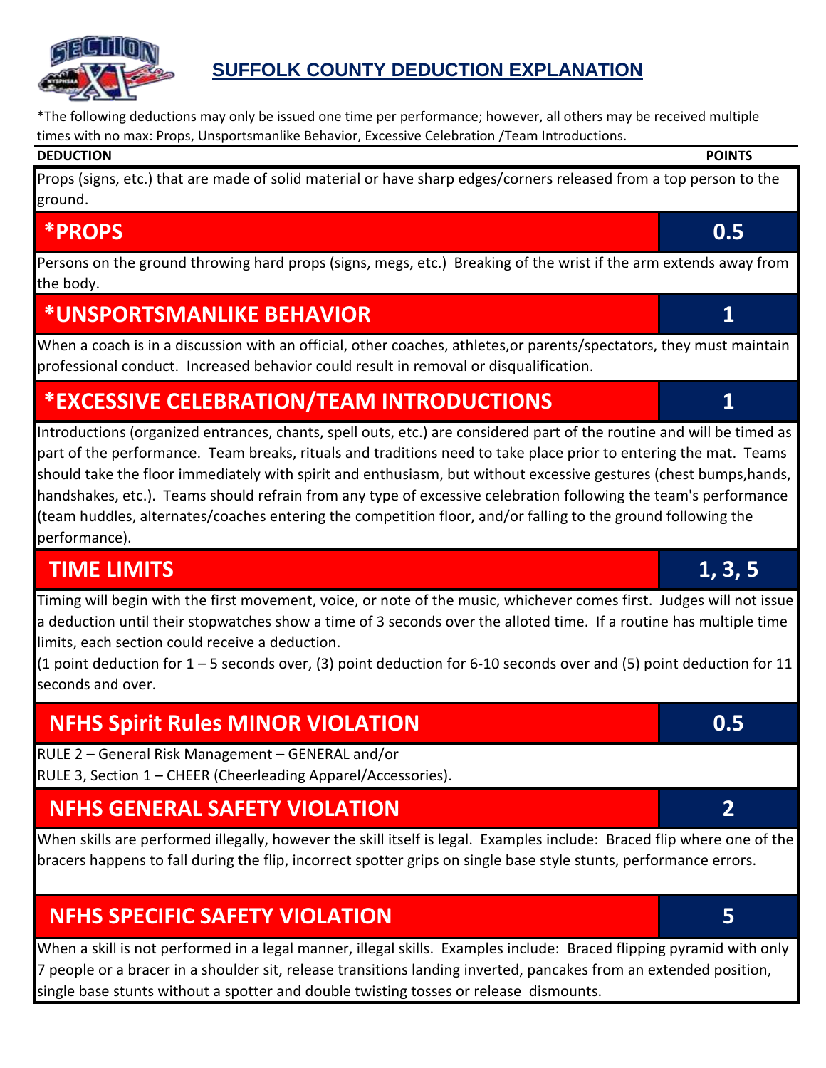## SUFFOLK COUNTY DEDUCTION EXPLANATION

*The following deductions may only be issued one time per performance; however, all others may be received multiple times with no max: Props, Unsportsmanlike Behavior, Excessive Celebration /Team Introductions.

| DEDUCTION | POINTS |
|---|---|
| Props (signs, etc.) that are made of solid material or have sharp edges/corners released from a top person to the ground. | |
| ***PROPS** | **0.5** |
| Persons on the ground throwing hard props (signs, megs, etc.) Breaking of the wrist if the arm extends away from the body. | |
| ***UNSPORTSMANLIKE BEHAVIOR** | **1** |
| When a coach is in a discussion with an official, other coaches, athletes,or parents/spectators, they must maintain professional conduct. Increased behavior could result in removal or disqualification. | |
| ***EXCESSIVE CELEBRATION/TEAM INTRODUCTIONS** | **1** |
| Introductions (organized entrances, chants, spell outs, etc.) are considered part of the routine and will be timed as part of the performance. Team breaks, rituals and traditions need to take place prior to entering the mat. Teams should take the floor immediately with spirit and enthusiasm, but without excessive gestures (chest bumps,hands, handshakes, etc.). Teams should refrain from any type of excessive celebration following the team's performance (team huddles, alternates/coaches entering the competition floor, and/or falling to the ground following the performance). | |
| **TIME LIMITS** | **1, 3, 5** |
| Timing will begin with the first movement, voice, or note of the music, whichever comes first. Judges will not issue a deduction until their stopwatches show a time of 3 seconds over the alloted time. If a routine has multiple time limits, each section could receive a deduction. (1 point deduction for 1 – 5 seconds over, (3) point deduction for 6-10 seconds over and (5) point deduction for 11 seconds and over. | |
| **NFHS Spirit Rules MINOR VIOLATION** | **0.5** |
| RULE 2 – General Risk Management – GENERAL and/or RULE 3, Section 1 – CHEER (Cheerleading Apparel/Accessories). | |
| **NFHS GENERAL SAFETY VIOLATION** | **2** |
| When skills are performed illegally, however the skill itself is legal. Examples include: Braced flip where one of the bracers happens to fall during the flip, incorrect spotter grips on single base style stunts, performance errors. | |
| **NFHS SPECIFIC SAFETY VIOLATION** | **5** |
| When a skill is not performed in a legal manner, illegal skills. Examples include: Braced flipping pyramid with only 7 people or a bracer in a shoulder sit, release transitions landing inverted, pancakes from an extended position, single base stunts without a spotter and double twisting tosses or release dismounts. | |